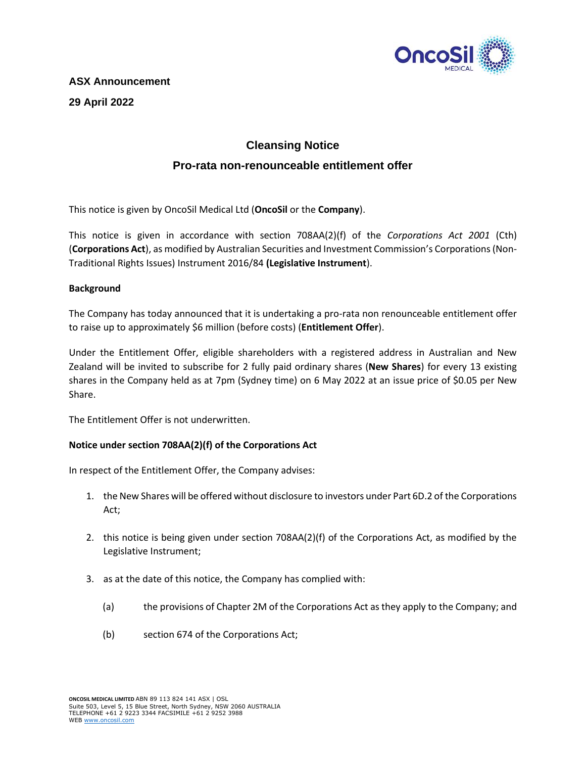**ASX Announcement**

**29 April 2022**

## Cleansing Notice

## Pro-rata non-renounceable entitlement offer

This notice is given by OncoSil Medical Ltd (**OncoSil** or the **Company**).

This notice is given in accordance with section 708AA(2)(f) of the *Corporations Act 2001* (Cth) (**Corporations Act**), as modified by Australian Securities and Investment Commission's Corporations (Non-Traditional Rights Issues) Instrument 2016/84 **(Legislative Instrument**).

**Background**

The Company has today announced that it is undertaking a pro-rata non renounceable entitlement offer to raise up to approximately $6 million (before costs) (**Entitlement Offer**).

Under the Entitlement Offer, eligible shareholders with a registered address in Australian and New Zealand will be invited to subscribe for 2 fully paid ordinary shares (**New Shares**) for every 13 existing shares in the Company held as at 7pm (Sydney time) on 6 May 2022 at an issue price of $0.05 per New Share.

The Entitlement Offer is not underwritten.

**Notice under section 708AA(2)(f) of the Corporations Act**

In respect of the Entitlement Offer, the Company advises:

1. the New Shares will be offered without disclosure to investors under Part 6D.2 of the Corporations Act;
2. this notice is being given under section 708AA(2)(f) of the Corporations Act, as modified by the Legislative Instrument;
3. as at the date of this notice, the Company has complied with:
   (a) the provisions of Chapter 2M of the Corporations Act as they apply to the Company; and
   (b) section 674 of the Corporations Act;

**ONCOSIL MEDICAL LIMITED** ABN 89 113 824 141 ASX | OSL
Suite 503, Level 5, 15 Blue Street, North Sydney, NSW 2060 AUSTRALIA
TELEPHONE +61 2 9223 3344 FACSIMILE +61 2 9252 3988
WEB www.oncosil.com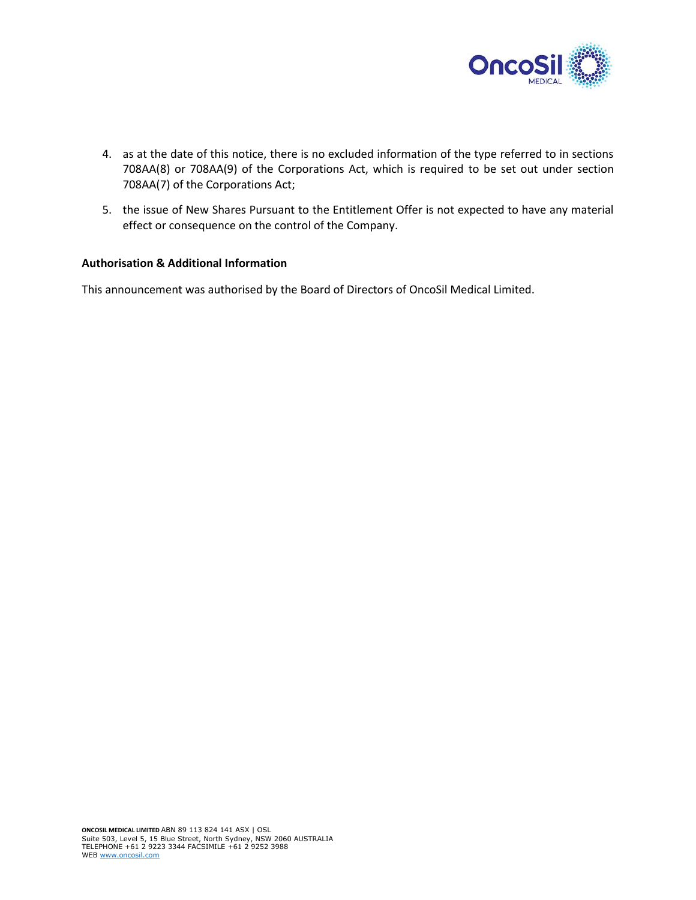4. as at the date of this notice, there is no excluded information of the type referred to in sections 708AA(8) or 708AA(9) of the Corporations Act, which is required to be set out under section 708AA(7) of the Corporations Act;

5. the issue of New Shares Pursuant to the Entitlement Offer is not expected to have any material effect or consequence on the control of the Company.

**Authorisation & Additional Information**

This announcement was authorised by the Board of Directors of OncoSil Medical Limited.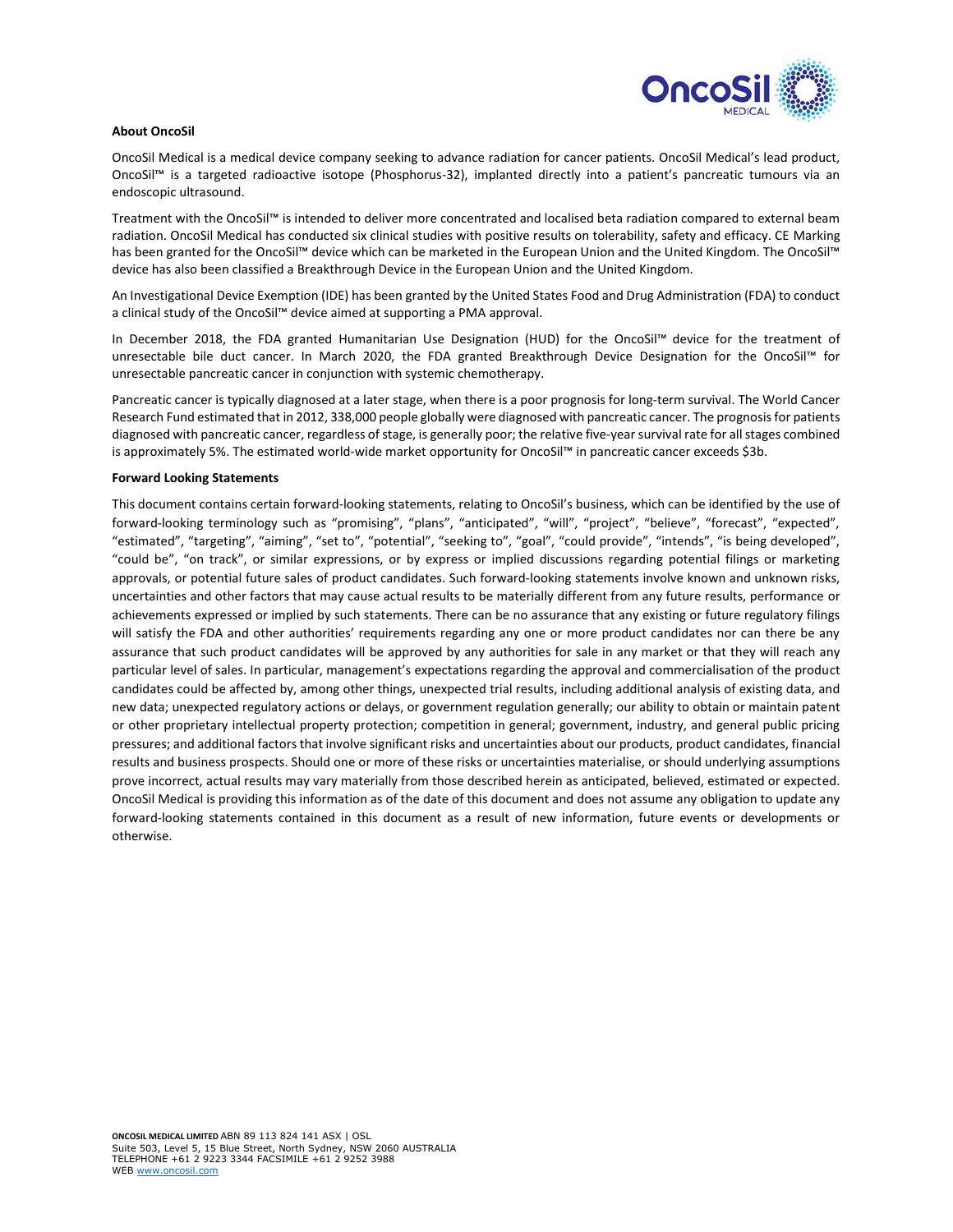## About OncoSil

OncoSil Medical is a medical device company seeking to advance radiation for cancer patients. OncoSil Medical's lead product, OncoSil™ is a targeted radioactive isotope (Phosphorus-32), implanted directly into a patient's pancreatic tumours via an endoscopic ultrasound.

Treatment with the OncoSil™ is intended to deliver more concentrated and localised beta radiation compared to external beam radiation. OncoSil Medical has conducted six clinical studies with positive results on tolerability, safety and efficacy. CE Marking has been granted for the OncoSil™ device which can be marketed in the European Union and the United Kingdom. The OncoSil™ device has also been classified a Breakthrough Device in the European Union and the United Kingdom.

An Investigational Device Exemption (IDE) has been granted by the United States Food and Drug Administration (FDA) to conduct a clinical study of the OncoSil™ device aimed at supporting a PMA approval.

In December 2018, the FDA granted Humanitarian Use Designation (HUD) for the OncoSil™ device for the treatment of unresectable bile duct cancer. In March 2020, the FDA granted Breakthrough Device Designation for the OncoSil™ for unresectable pancreatic cancer in conjunction with systemic chemotherapy.

Pancreatic cancer is typically diagnosed at a later stage, when there is a poor prognosis for long-term survival. The World Cancer Research Fund estimated that in 2012, 338,000 people globally were diagnosed with pancreatic cancer. The prognosis for patients diagnosed with pancreatic cancer, regardless of stage, is generally poor; the relative five-year survival rate for all stages combined is approximately 5%. The estimated world-wide market opportunity for OncoSil™ in pancreatic cancer exceeds $3b.

## Forward Looking Statements

This document contains certain forward-looking statements, relating to OncoSil's business, which can be identified by the use of forward-looking terminology such as "promising", "plans", "anticipated", "will", "project", "believe", "forecast", "expected", "estimated", "targeting", "aiming", "set to", "potential", "seeking to", "goal", "could provide", "intends", "is being developed", "could be", "on track", or similar expressions, or by express or implied discussions regarding potential filings or marketing approvals, or potential future sales of product candidates. Such forward-looking statements involve known and unknown risks, uncertainties and other factors that may cause actual results to be materially different from any future results, performance or achievements expressed or implied by such statements. There can be no assurance that any existing or future regulatory filings will satisfy the FDA and other authorities' requirements regarding any one or more product candidates nor can there be any assurance that such product candidates will be approved by any authorities for sale in any market or that they will reach any particular level of sales. In particular, management's expectations regarding the approval and commercialisation of the product candidates could be affected by, among other things, unexpected trial results, including additional analysis of existing data, and new data; unexpected regulatory actions or delays, or government regulation generally; our ability to obtain or maintain patent or other proprietary intellectual property protection; competition in general; government, industry, and general public pricing pressures; and additional factors that involve significant risks and uncertainties about our products, product candidates, financial results and business prospects. Should one or more of these risks or uncertainties materialise, or should underlying assumptions prove incorrect, actual results may vary materially from those described herein as anticipated, believed, estimated or expected. OncoSil Medical is providing this information as of the date of this document and does not assume any obligation to update any forward-looking statements contained in this document as a result of new information, future events or developments or otherwise.